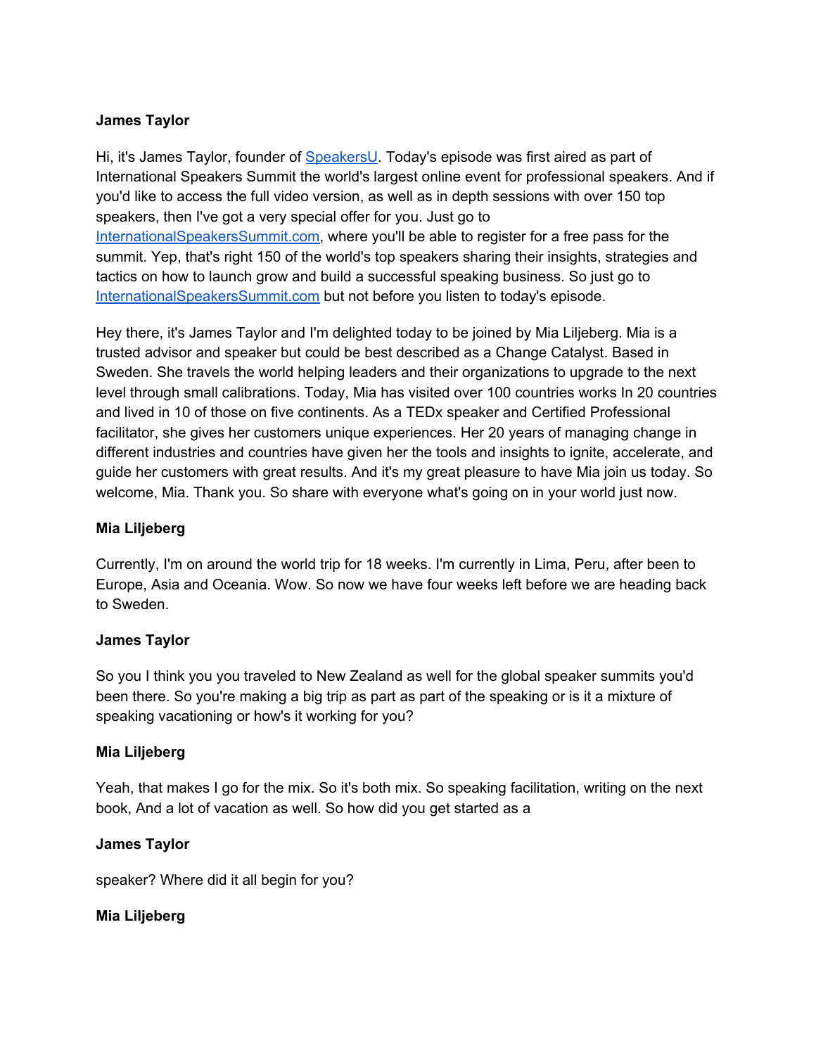**James Taylor**

Hi, it's James Taylor, founder of [SpeakersU](). Today's episode was first aired as part of International Speakers Summit the world's largest online event for professional speakers. And if you'd like to access the full video version, as well as in depth sessions with over 150 top speakers, then I've got a very special offer for you. Just go to [InternationalSpeakersSummit.com](), where you'll be able to register for a free pass for the summit. Yep, that's right 150 of the world's top speakers sharing their insights, strategies and tactics on how to launch grow and build a successful speaking business. So just go to [InternationalSpeakersSummit.com]() but not before you listen to today's episode.

Hey there, it's James Taylor and I'm delighted today to be joined by Mia Liljeberg. Mia is a trusted advisor and speaker but could be best described as a Change Catalyst. Based in Sweden. She travels the world helping leaders and their organizations to upgrade to the next level through small calibrations. Today, Mia has visited over 100 countries works In 20 countries and lived in 10 of those on five continents. As a TEDx speaker and Certified Professional facilitator, she gives her customers unique experiences. Her 20 years of managing change in different industries and countries have given her the tools and insights to ignite, accelerate, and guide her customers with great results. And it's my great pleasure to have Mia join us today. So welcome, Mia. Thank you. So share with everyone what's going on in your world just now.

**Mia Liljeberg**

Currently, I'm on around the world trip for 18 weeks. I'm currently in Lima, Peru, after been to Europe, Asia and Oceania. Wow. So now we have four weeks left before we are heading back to Sweden.

**James Taylor**

So you I think you you traveled to New Zealand as well for the global speaker summits you'd been there. So you're making a big trip as part as part of the speaking or is it a mixture of speaking vacationing or how's it working for you?

**Mia Liljeberg**

Yeah, that makes I go for the mix. So it's both mix. So speaking facilitation, writing on the next book, And a lot of vacation as well. So how did you get started as a

**James Taylor**

speaker? Where did it all begin for you?

**Mia Liljeberg**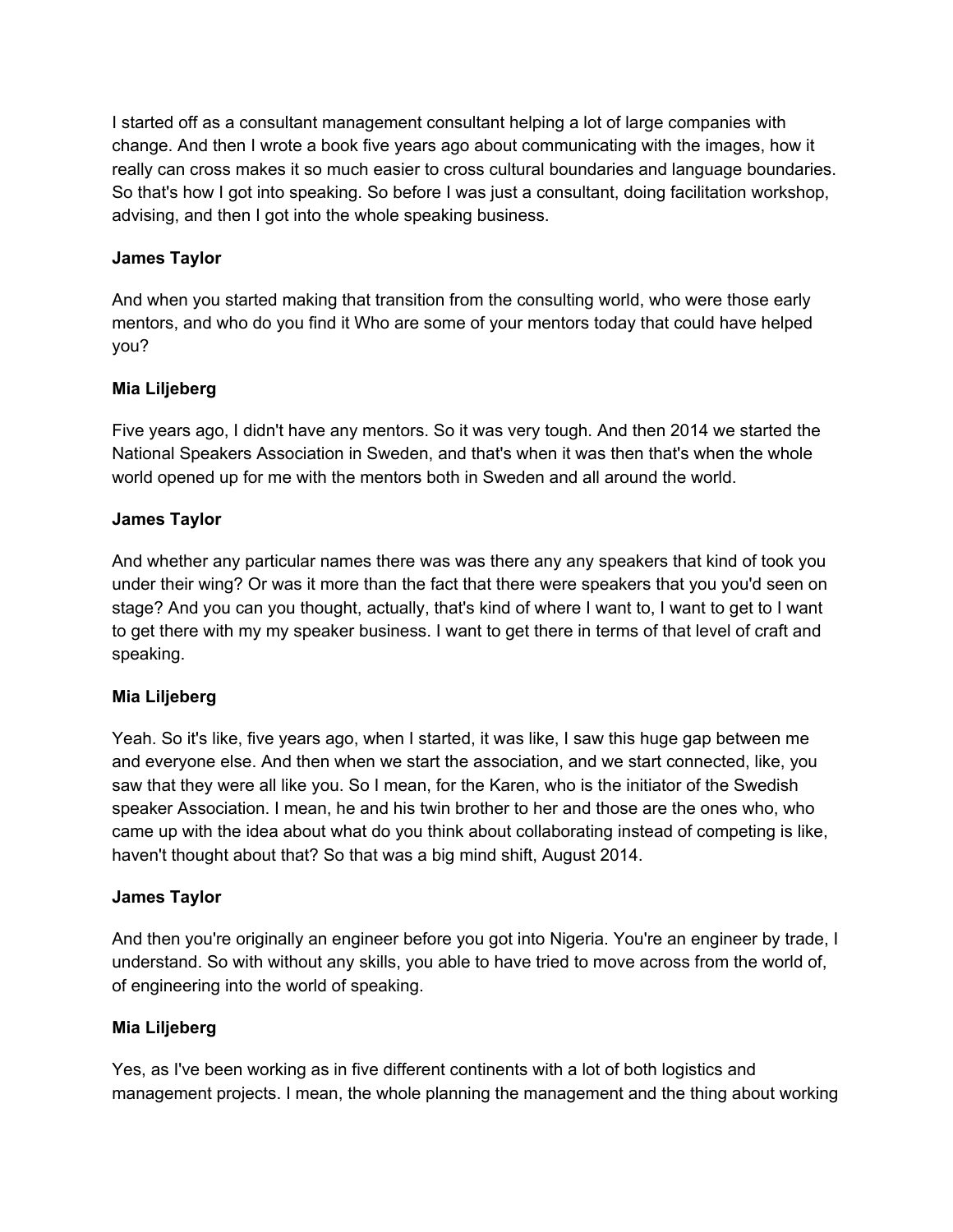I started off as a consultant management consultant helping a lot of large companies with change. And then I wrote a book five years ago about communicating with the images, how it really can cross makes it so much easier to cross cultural boundaries and language boundaries. So that's how I got into speaking. So before I was just a consultant, doing facilitation workshop, advising, and then I got into the whole speaking business.

**James Taylor**

And when you started making that transition from the consulting world, who were those early mentors, and who do you find it Who are some of your mentors today that could have helped you?

**Mia Liljeberg**

Five years ago, I didn't have any mentors. So it was very tough. And then 2014 we started the National Speakers Association in Sweden, and that's when it was then that's when the whole world opened up for me with the mentors both in Sweden and all around the world.

**James Taylor**

And whether any particular names there was was there any any speakers that kind of took you under their wing? Or was it more than the fact that there were speakers that you you'd seen on stage? And you can you thought, actually, that's kind of where I want to, I want to get to I want to get there with my my speaker business. I want to get there in terms of that level of craft and speaking.

**Mia Liljeberg**

Yeah. So it's like, five years ago, when I started, it was like, I saw this huge gap between me and everyone else. And then when we start the association, and we start connected, like, you saw that they were all like you. So I mean, for the Karen, who is the initiator of the Swedish speaker Association. I mean, he and his twin brother to her and those are the ones who, who came up with the idea about what do you think about collaborating instead of competing is like, haven't thought about that? So that was a big mind shift, August 2014.

**James Taylor**

And then you're originally an engineer before you got into Nigeria. You're an engineer by trade, I understand. So with without any skills, you able to have tried to move across from the world of, of engineering into the world of speaking.

**Mia Liljeberg**

Yes, as I've been working as in five different continents with a lot of both logistics and management projects. I mean, the whole planning the management and the thing about working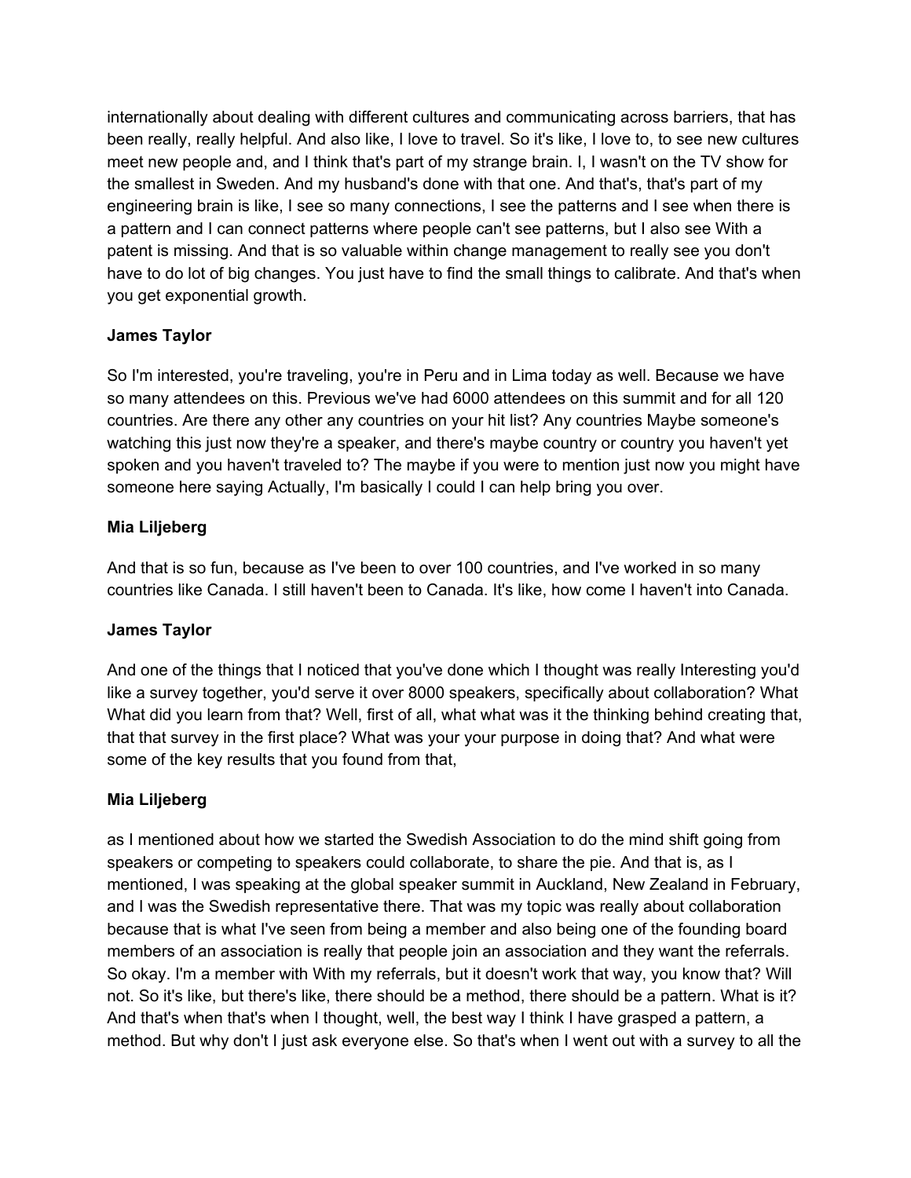internationally about dealing with different cultures and communicating across barriers, that has been really, really helpful. And also like, I love to travel. So it's like, I love to, to see new cultures meet new people and, and I think that's part of my strange brain. I, I wasn't on the TV show for the smallest in Sweden. And my husband's done with that one. And that's, that's part of my engineering brain is like, I see so many connections, I see the patterns and I see when there is a pattern and I can connect patterns where people can't see patterns, but I also see With a patent is missing. And that is so valuable within change management to really see you don't have to do lot of big changes. You just have to find the small things to calibrate. And that's when you get exponential growth.

**James Taylor**

So I'm interested, you're traveling, you're in Peru and in Lima today as well. Because we have so many attendees on this. Previous we've had 6000 attendees on this summit and for all 120 countries. Are there any other any countries on your hit list? Any countries Maybe someone's watching this just now they're a speaker, and there's maybe country or country you haven't yet spoken and you haven't traveled to? The maybe if you were to mention just now you might have someone here saying Actually, I'm basically I could I can help bring you over.

**Mia Liljeberg**

And that is so fun, because as I've been to over 100 countries, and I've worked in so many countries like Canada. I still haven't been to Canada. It's like, how come I haven't into Canada.

**James Taylor**

And one of the things that I noticed that you've done which I thought was really Interesting you'd like a survey together, you'd serve it over 8000 speakers, specifically about collaboration? What What did you learn from that? Well, first of all, what what was it the thinking behind creating that, that that survey in the first place? What was your your purpose in doing that? And what were some of the key results that you found from that,

**Mia Liljeberg**

as I mentioned about how we started the Swedish Association to do the mind shift going from speakers or competing to speakers could collaborate, to share the pie. And that is, as I mentioned, I was speaking at the global speaker summit in Auckland, New Zealand in February, and I was the Swedish representative there. That was my topic was really about collaboration because that is what I've seen from being a member and also being one of the founding board members of an association is really that people join an association and they want the referrals. So okay. I'm a member with With my referrals, but it doesn't work that way, you know that? Will not. So it's like, but there's like, there should be a method, there should be a pattern. What is it? And that's when that's when I thought, well, the best way I think I have grasped a pattern, a method. But why don't I just ask everyone else. So that's when I went out with a survey to all the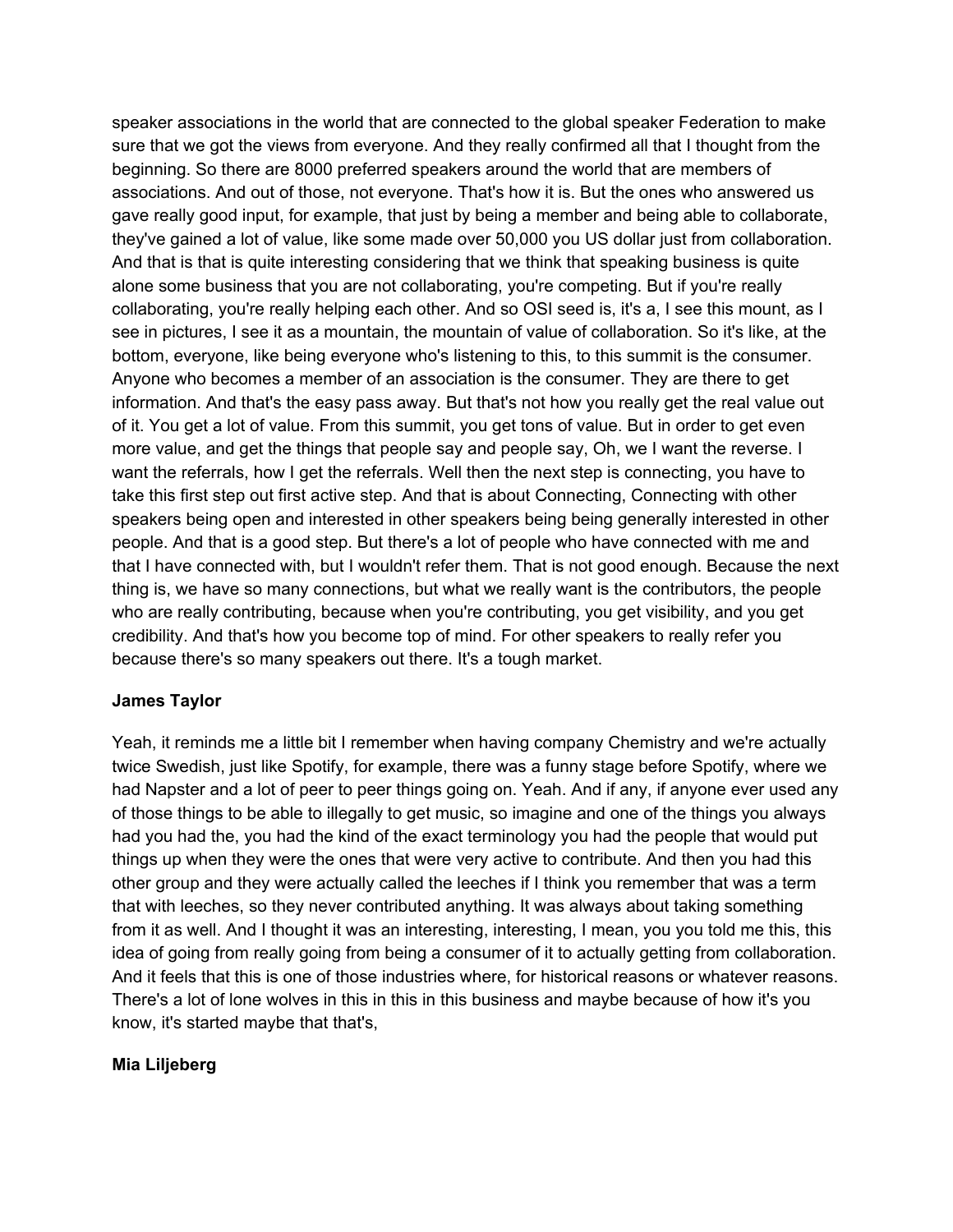speaker associations in the world that are connected to the global speaker Federation to make sure that we got the views from everyone. And they really confirmed all that I thought from the beginning. So there are 8000 preferred speakers around the world that are members of associations. And out of those, not everyone. That's how it is. But the ones who answered us gave really good input, for example, that just by being a member and being able to collaborate, they've gained a lot of value, like some made over 50,000 you US dollar just from collaboration. And that is that is quite interesting considering that we think that speaking business is quite alone some business that you are not collaborating, you're competing. But if you're really collaborating, you're really helping each other. And so OSI seed is, it's a, I see this mount, as I see in pictures, I see it as a mountain, the mountain of value of collaboration. So it's like, at the bottom, everyone, like being everyone who's listening to this, to this summit is the consumer. Anyone who becomes a member of an association is the consumer. They are there to get information. And that's the easy pass away. But that's not how you really get the real value out of it. You get a lot of value. From this summit, you get tons of value. But in order to get even more value, and get the things that people say and people say, Oh, we I want the reverse. I want the referrals, how I get the referrals. Well then the next step is connecting, you have to take this first step out first active step. And that is about Connecting, Connecting with other speakers being open and interested in other speakers being being generally interested in other people. And that is a good step. But there's a lot of people who have connected with me and that I have connected with, but I wouldn't refer them. That is not good enough. Because the next thing is, we have so many connections, but what we really want is the contributors, the people who are really contributing, because when you're contributing, you get visibility, and you get credibility. And that's how you become top of mind. For other speakers to really refer you because there's so many speakers out there. It's a tough market.

**James Taylor**

Yeah, it reminds me a little bit I remember when having company Chemistry and we're actually twice Swedish, just like Spotify, for example, there was a funny stage before Spotify, where we had Napster and a lot of peer to peer things going on. Yeah. And if any, if anyone ever used any of those things to be able to illegally to get music, so imagine and one of the things you always had you had the, you had the kind of the exact terminology you had the people that would put things up when they were the ones that were very active to contribute. And then you had this other group and they were actually called the leeches if I think you remember that was a term that with leeches, so they never contributed anything. It was always about taking something from it as well. And I thought it was an interesting, interesting, I mean, you you told me this, this idea of going from really going from being a consumer of it to actually getting from collaboration. And it feels that this is one of those industries where, for historical reasons or whatever reasons. There's a lot of lone wolves in this in this in this business and maybe because of how it's you know, it's started maybe that that's,

**Mia Liljeberg**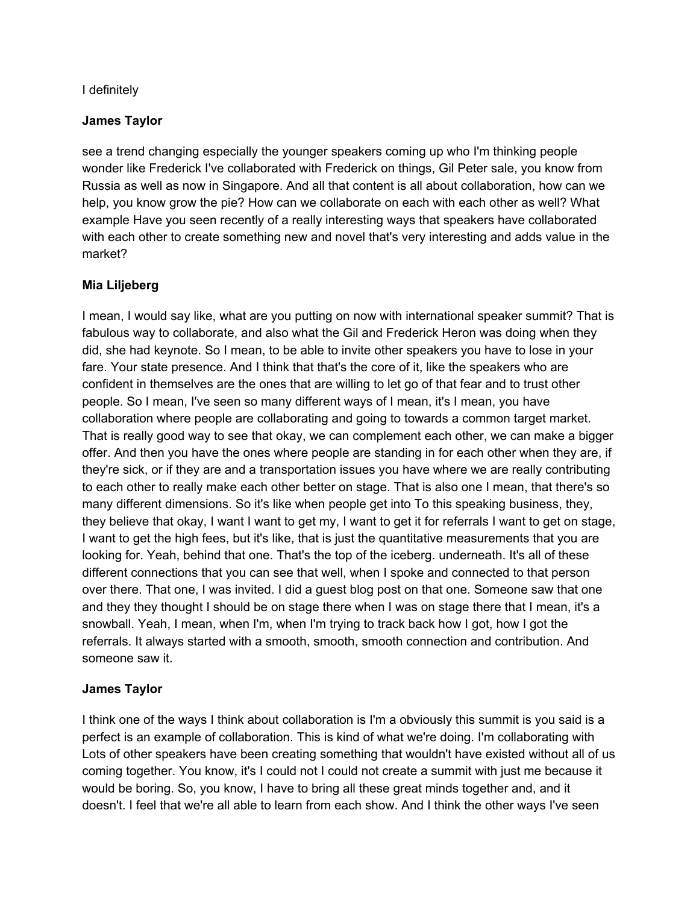I definitely

**James Taylor**

see a trend changing especially the younger speakers coming up who I'm thinking people wonder like Frederick I've collaborated with Frederick on things, Gil Peter sale, you know from Russia as well as now in Singapore. And all that content is all about collaboration, how can we help, you know grow the pie? How can we collaborate on each with each other as well? What example Have you seen recently of a really interesting ways that speakers have collaborated with each other to create something new and novel that's very interesting and adds value in the market?

**Mia Liljeberg**

I mean, I would say like, what are you putting on now with international speaker summit? That is fabulous way to collaborate, and also what the Gil and Frederick Heron was doing when they did, she had keynote. So I mean, to be able to invite other speakers you have to lose in your fare. Your state presence. And I think that that's the core of it, like the speakers who are confident in themselves are the ones that are willing to let go of that fear and to trust other people. So I mean, I've seen so many different ways of I mean, it's I mean, you have collaboration where people are collaborating and going to towards a common target market. That is really good way to see that okay, we can complement each other, we can make a bigger offer. And then you have the ones where people are standing in for each other when they are, if they're sick, or if they are and a transportation issues you have where we are really contributing to each other to really make each other better on stage. That is also one I mean, that there's so many different dimensions. So it's like when people get into To this speaking business, they, they believe that okay, I want I want to get my, I want to get it for referrals I want to get on stage, I want to get the high fees, but it's like, that is just the quantitative measurements that you are looking for. Yeah, behind that one. That's the top of the iceberg. underneath. It's all of these different connections that you can see that well, when I spoke and connected to that person over there. That one, I was invited. I did a guest blog post on that one. Someone saw that one and they they thought I should be on stage there when I was on stage there that I mean, it's a snowball. Yeah, I mean, when I'm, when I'm trying to track back how I got, how I got the referrals. It always started with a smooth, smooth, smooth connection and contribution. And someone saw it.

**James Taylor**

I think one of the ways I think about collaboration is I'm a obviously this summit is you said is a perfect is an example of collaboration. This is kind of what we're doing. I'm collaborating with Lots of other speakers have been creating something that wouldn't have existed without all of us coming together. You know, it's I could not I could not create a summit with just me because it would be boring. So, you know, I have to bring all these great minds together and, and it doesn't. I feel that we're all able to learn from each show. And I think the other ways I've seen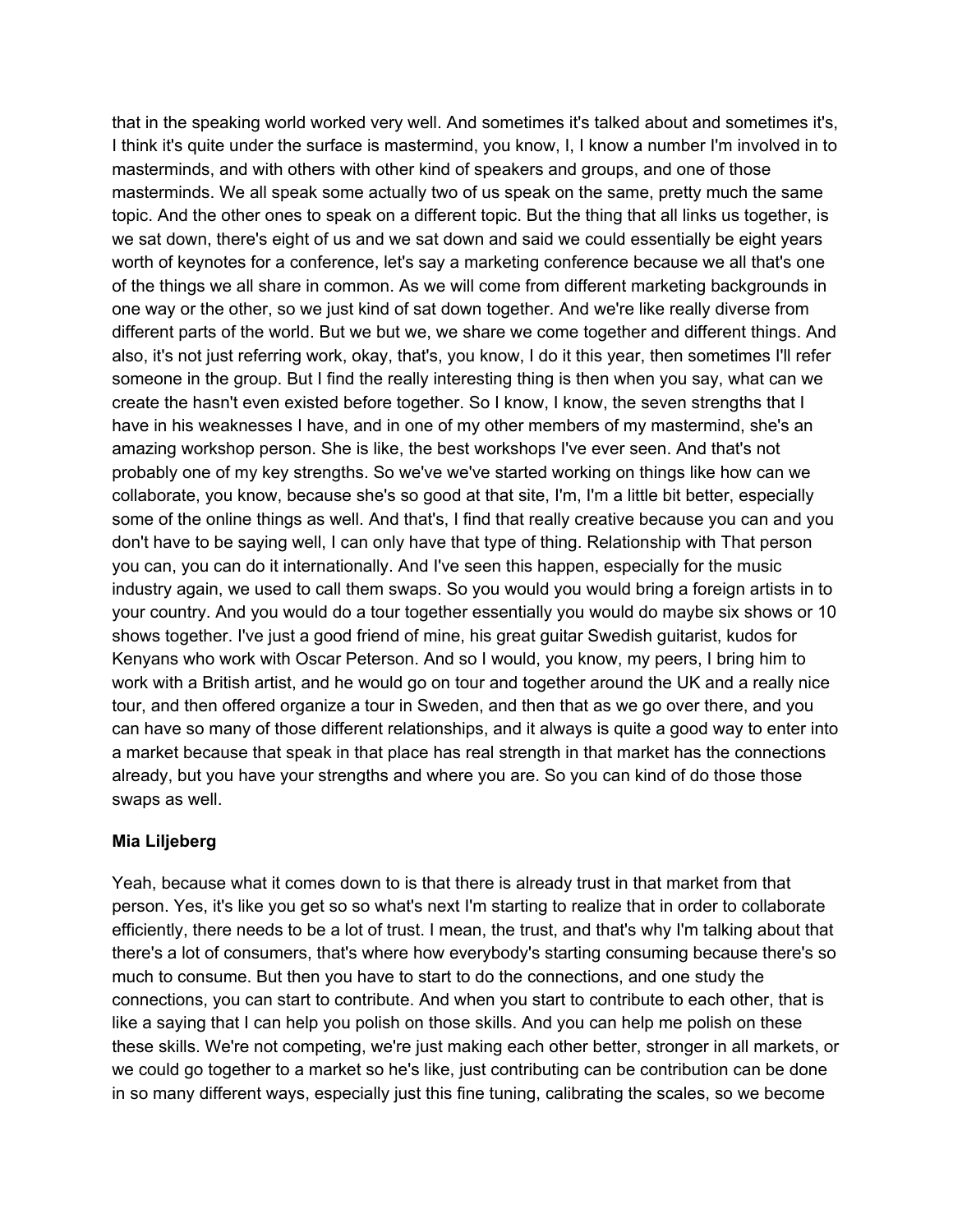that in the speaking world worked very well. And sometimes it's talked about and sometimes it's, I think it's quite under the surface is mastermind, you know, I, I know a number I'm involved in to masterminds, and with others with other kind of speakers and groups, and one of those masterminds. We all speak some actually two of us speak on the same, pretty much the same topic. And the other ones to speak on a different topic. But the thing that all links us together, is we sat down, there's eight of us and we sat down and said we could essentially be eight years worth of keynotes for a conference, let's say a marketing conference because we all that's one of the things we all share in common. As we will come from different marketing backgrounds in one way or the other, so we just kind of sat down together. And we're like really diverse from different parts of the world. But we but we, we share we come together and different things. And also, it's not just referring work, okay, that's, you know, I do it this year, then sometimes I'll refer someone in the group. But I find the really interesting thing is then when you say, what can we create the hasn't even existed before together. So I know, I know, the seven strengths that I have in his weaknesses I have, and in one of my other members of my mastermind, she's an amazing workshop person. She is like, the best workshops I've ever seen. And that's not probably one of my key strengths. So we've we've started working on things like how can we collaborate, you know, because she's so good at that site, I'm, I'm a little bit better, especially some of the online things as well. And that's, I find that really creative because you can and you don't have to be saying well, I can only have that type of thing. Relationship with That person you can, you can do it internationally. And I've seen this happen, especially for the music industry again, we used to call them swaps. So you would you would bring a foreign artists in to your country. And you would do a tour together essentially you would do maybe six shows or 10 shows together. I've just a good friend of mine, his great guitar Swedish guitarist, kudos for Kenyans who work with Oscar Peterson. And so I would, you know, my peers, I bring him to work with a British artist, and he would go on tour and together around the UK and a really nice tour, and then offered organize a tour in Sweden, and then that as we go over there, and you can have so many of those different relationships, and it always is quite a good way to enter into a market because that speak in that place has real strength in that market has the connections already, but you have your strengths and where you are. So you can kind of do those those swaps as well.

**Mia Liljeberg**

Yeah, because what it comes down to is that there is already trust in that market from that person. Yes, it's like you get so so what's next I'm starting to realize that in order to collaborate efficiently, there needs to be a lot of trust. I mean, the trust, and that's why I'm talking about that there's a lot of consumers, that's where how everybody's starting consuming because there's so much to consume. But then you have to start to do the connections, and one study the connections, you can start to contribute. And when you start to contribute to each other, that is like a saying that I can help you polish on those skills. And you can help me polish on these these skills. We're not competing, we're just making each other better, stronger in all markets, or we could go together to a market so he's like, just contributing can be contribution can be done in so many different ways, especially just this fine tuning, calibrating the scales, so we become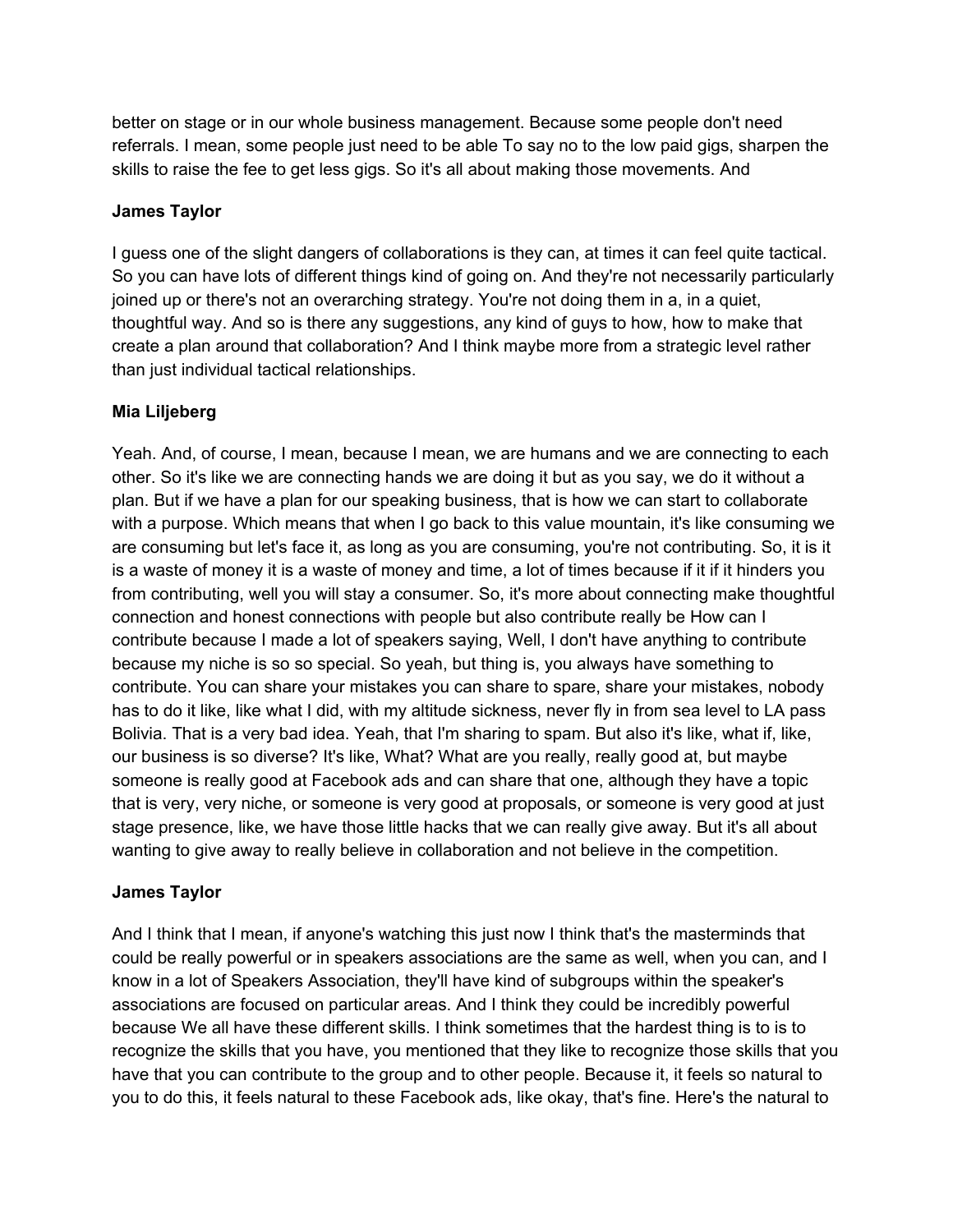better on stage or in our whole business management. Because some people don't need referrals. I mean, some people just need to be able To say no to the low paid gigs, sharpen the skills to raise the fee to get less gigs. So it's all about making those movements. And

**James Taylor**

I guess one of the slight dangers of collaborations is they can, at times it can feel quite tactical. So you can have lots of different things kind of going on. And they're not necessarily particularly joined up or there's not an overarching strategy. You're not doing them in a, in a quiet, thoughtful way. And so is there any suggestions, any kind of guys to how, how to make that create a plan around that collaboration? And I think maybe more from a strategic level rather than just individual tactical relationships.

**Mia Liljeberg**

Yeah. And, of course, I mean, because I mean, we are humans and we are connecting to each other. So it's like we are connecting hands we are doing it but as you say, we do it without a plan. But if we have a plan for our speaking business, that is how we can start to collaborate with a purpose. Which means that when I go back to this value mountain, it's like consuming we are consuming but let's face it, as long as you are consuming, you're not contributing. So, it is it is a waste of money it is a waste of money and time, a lot of times because if it if it hinders you from contributing, well you will stay a consumer. So, it's more about connecting make thoughtful connection and honest connections with people but also contribute really be How can I contribute because I made a lot of speakers saying, Well, I don't have anything to contribute because my niche is so so special. So yeah, but thing is, you always have something to contribute. You can share your mistakes you can share to spare, share your mistakes, nobody has to do it like, like what I did, with my altitude sickness, never fly in from sea level to LA pass Bolivia. That is a very bad idea. Yeah, that I'm sharing to spam. But also it's like, what if, like, our business is so diverse? It's like, What? What are you really, really good at, but maybe someone is really good at Facebook ads and can share that one, although they have a topic that is very, very niche, or someone is very good at proposals, or someone is very good at just stage presence, like, we have those little hacks that we can really give away. But it's all about wanting to give away to really believe in collaboration and not believe in the competition.

**James Taylor**

And I think that I mean, if anyone's watching this just now I think that's the masterminds that could be really powerful or in speakers associations are the same as well, when you can, and I know in a lot of Speakers Association, they'll have kind of subgroups within the speaker's associations are focused on particular areas. And I think they could be incredibly powerful because We all have these different skills. I think sometimes that the hardest thing is to is to recognize the skills that you have, you mentioned that they like to recognize those skills that you have that you can contribute to the group and to other people. Because it, it feels so natural to you to do this, it feels natural to these Facebook ads, like okay, that's fine. Here's the natural to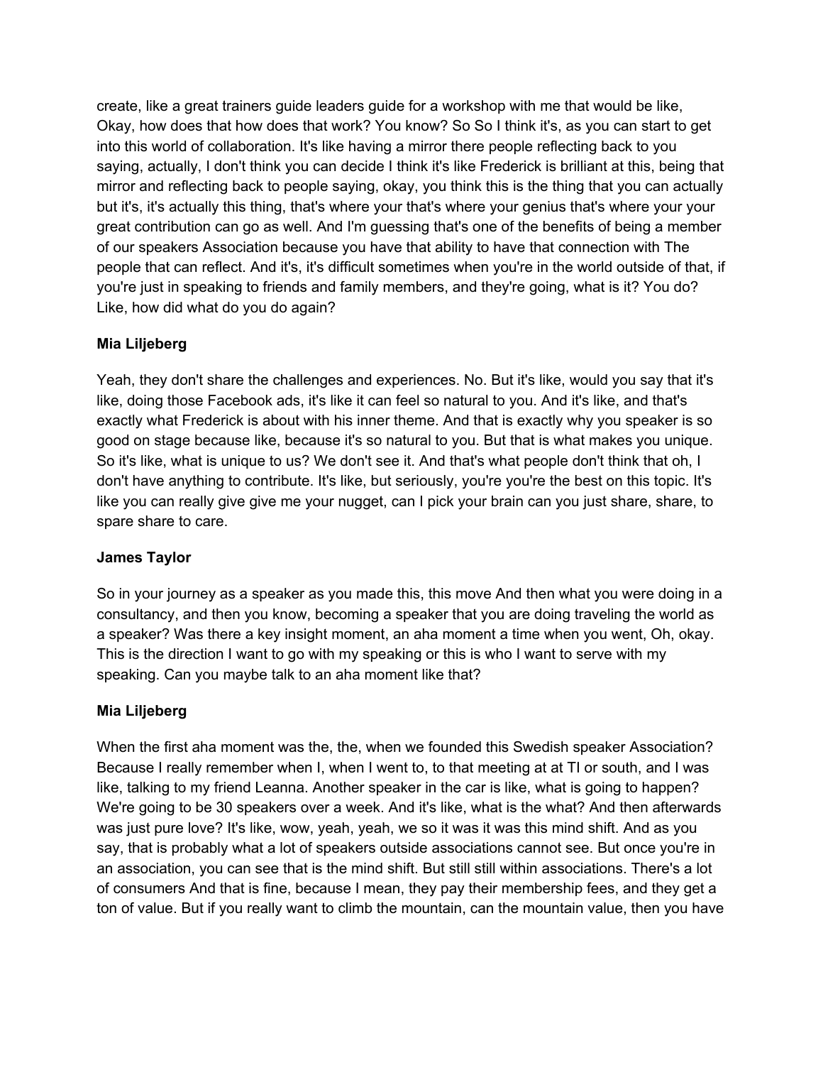create, like a great trainers guide leaders guide for a workshop with me that would be like, Okay, how does that how does that work? You know? So So I think it's, as you can start to get into this world of collaboration. It's like having a mirror there people reflecting back to you saying, actually, I don't think you can decide I think it's like Frederick is brilliant at this, being that mirror and reflecting back to people saying, okay, you think this is the thing that you can actually but it's, it's actually this thing, that's where your that's where your genius that's where your your great contribution can go as well. And I'm guessing that's one of the benefits of being a member of our speakers Association because you have that ability to have that connection with The people that can reflect. And it's, it's difficult sometimes when you're in the world outside of that, if you're just in speaking to friends and family members, and they're going, what is it? You do? Like, how did what do you do again?

**Mia Liljeberg**

Yeah, they don't share the challenges and experiences. No. But it's like, would you say that it's like, doing those Facebook ads, it's like it can feel so natural to you. And it's like, and that's exactly what Frederick is about with his inner theme. And that is exactly why you speaker is so good on stage because like, because it's so natural to you. But that is what makes you unique. So it's like, what is unique to us? We don't see it. And that's what people don't think that oh, I don't have anything to contribute. It's like, but seriously, you're you're the best on this topic. It's like you can really give give me your nugget, can I pick your brain can you just share, share, to spare share to care.

**James Taylor**

So in your journey as a speaker as you made this, this move And then what you were doing in a consultancy, and then you know, becoming a speaker that you are doing traveling the world as a speaker? Was there a key insight moment, an aha moment a time when you went, Oh, okay. This is the direction I want to go with my speaking or this is who I want to serve with my speaking. Can you maybe talk to an aha moment like that?

**Mia Liljeberg**

When the first aha moment was the, the, when we founded this Swedish speaker Association? Because I really remember when I, when I went to, to that meeting at at TI or south, and I was like, talking to my friend Leanna. Another speaker in the car is like, what is going to happen? We're going to be 30 speakers over a week. And it's like, what is the what? And then afterwards was just pure love? It's like, wow, yeah, yeah, we so it was it was this mind shift. And as you say, that is probably what a lot of speakers outside associations cannot see. But once you're in an association, you can see that is the mind shift. But still still within associations. There's a lot of consumers And that is fine, because I mean, they pay their membership fees, and they get a ton of value. But if you really want to climb the mountain, can the mountain value, then you have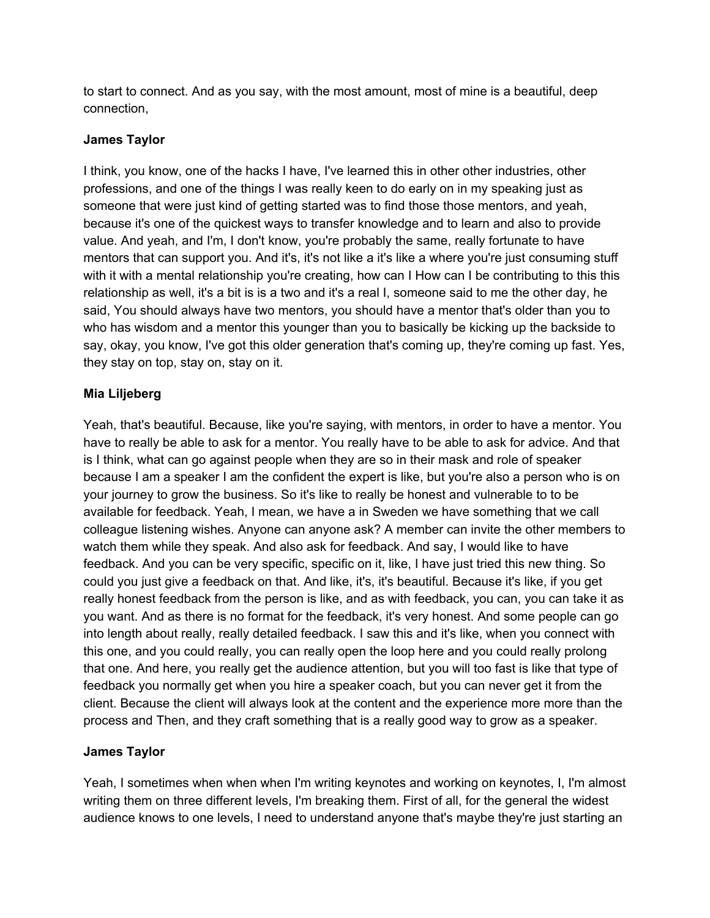to start to connect. And as you say, with the most amount, most of mine is a beautiful, deep connection,

**James Taylor**

I think, you know, one of the hacks I have, I've learned this in other other industries, other professions, and one of the things I was really keen to do early on in my speaking just as someone that were just kind of getting started was to find those those mentors, and yeah, because it's one of the quickest ways to transfer knowledge and to learn and also to provide value. And yeah, and I'm, I don't know, you're probably the same, really fortunate to have mentors that can support you. And it's, it's not like a it's like a where you're just consuming stuff with it with a mental relationship you're creating, how can I How can I be contributing to this this relationship as well, it's a bit is is a two and it's a real I, someone said to me the other day, he said, You should always have two mentors, you should have a mentor that's older than you to who has wisdom and a mentor this younger than you to basically be kicking up the backside to say, okay, you know, I've got this older generation that's coming up, they're coming up fast. Yes, they stay on top, stay on, stay on it.

**Mia Liljeberg**

Yeah, that's beautiful. Because, like you're saying, with mentors, in order to have a mentor. You have to really be able to ask for a mentor. You really have to be able to ask for advice. And that is I think, what can go against people when they are so in their mask and role of speaker because I am a speaker I am the confident the expert is like, but you're also a person who is on your journey to grow the business. So it's like to really be honest and vulnerable to to be available for feedback. Yeah, I mean, we have a in Sweden we have something that we call colleague listening wishes. Anyone can anyone ask? A member can invite the other members to watch them while they speak. And also ask for feedback. And say, I would like to have feedback. And you can be very specific, specific on it, like, I have just tried this new thing. So could you just give a feedback on that. And like, it's, it's beautiful. Because it's like, if you get really honest feedback from the person is like, and as with feedback, you can, you can take it as you want. And as there is no format for the feedback, it's very honest. And some people can go into length about really, really detailed feedback. I saw this and it's like, when you connect with this one, and you could really, you can really open the loop here and you could really prolong that one. And here, you really get the audience attention, but you will too fast is like that type of feedback you normally get when you hire a speaker coach, but you can never get it from the client. Because the client will always look at the content and the experience more more than the process and Then, and they craft something that is a really good way to grow as a speaker.

**James Taylor**

Yeah, I sometimes when when when I'm writing keynotes and working on keynotes, I, I'm almost writing them on three different levels, I'm breaking them. First of all, for the general the widest audience knows to one levels, I need to understand anyone that's maybe they're just starting an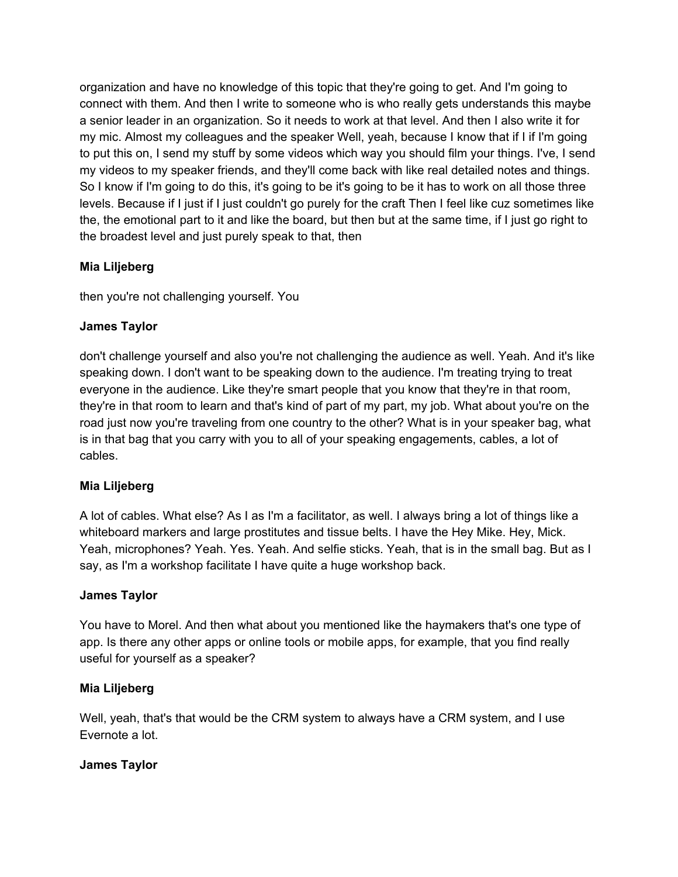organization and have no knowledge of this topic that they're going to get. And I'm going to connect with them. And then I write to someone who is who really gets understands this maybe a senior leader in an organization. So it needs to work at that level. And then I also write it for my mic. Almost my colleagues and the speaker Well, yeah, because I know that if I if I'm going to put this on, I send my stuff by some videos which way you should film your things. I've, I send my videos to my speaker friends, and they'll come back with like real detailed notes and things. So I know if I'm going to do this, it's going to be it's going to be it has to work on all those three levels. Because if I just if I just couldn't go purely for the craft Then I feel like cuz sometimes like the, the emotional part to it and like the board, but then but at the same time, if I just go right to the broadest level and just purely speak to that, then

**Mia Liljeberg**

then you're not challenging yourself. You

**James Taylor**

don't challenge yourself and also you're not challenging the audience as well. Yeah. And it's like speaking down. I don't want to be speaking down to the audience. I'm treating trying to treat everyone in the audience. Like they're smart people that you know that they're in that room, they're in that room to learn and that's kind of part of my part, my job. What about you're on the road just now you're traveling from one country to the other? What is in your speaker bag, what is in that bag that you carry with you to all of your speaking engagements, cables, a lot of cables.

**Mia Liljeberg**

A lot of cables. What else? As I as I'm a facilitator, as well. I always bring a lot of things like a whiteboard markers and large prostitutes and tissue belts. I have the Hey Mike. Hey, Mick. Yeah, microphones? Yeah. Yes. Yeah. And selfie sticks. Yeah, that is in the small bag. But as I say, as I'm a workshop facilitate I have quite a huge workshop back.

**James Taylor**

You have to Morel. And then what about you mentioned like the haymakers that's one type of app. Is there any other apps or online tools or mobile apps, for example, that you find really useful for yourself as a speaker?

**Mia Liljeberg**

Well, yeah, that's that would be the CRM system to always have a CRM system, and I use Evernote a lot.

**James Taylor**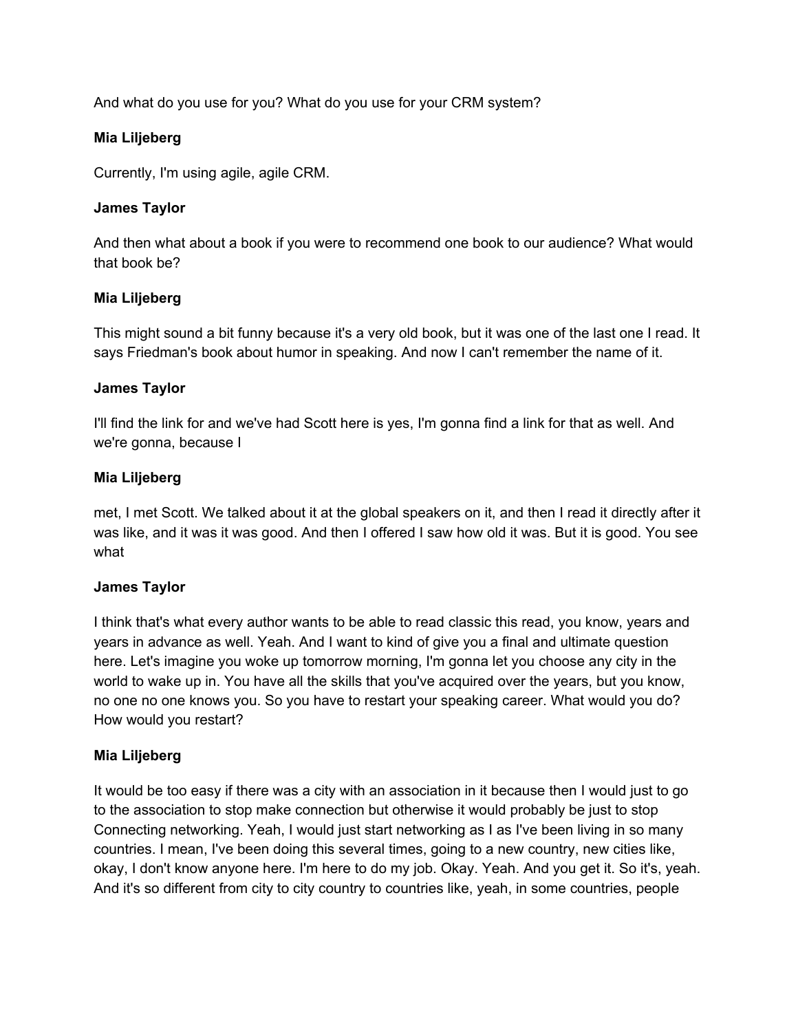And what do you use for you? What do you use for your CRM system?

**Mia Liljeberg**

Currently, I'm using agile, agile CRM.

**James Taylor**

And then what about a book if you were to recommend one book to our audience? What would that book be?

**Mia Liljeberg**

This might sound a bit funny because it's a very old book, but it was one of the last one I read. It says Friedman's book about humor in speaking. And now I can't remember the name of it.

**James Taylor**

I'll find the link for and we've had Scott here is yes, I'm gonna find a link for that as well. And we're gonna, because I

**Mia Liljeberg**

met, I met Scott. We talked about it at the global speakers on it, and then I read it directly after it was like, and it was it was good. And then I offered I saw how old it was. But it is good. You see what

**James Taylor**

I think that's what every author wants to be able to read classic this read, you know, years and years in advance as well. Yeah. And I want to kind of give you a final and ultimate question here. Let's imagine you woke up tomorrow morning, I'm gonna let you choose any city in the world to wake up in. You have all the skills that you've acquired over the years, but you know, no one no one knows you. So you have to restart your speaking career. What would you do? How would you restart?

**Mia Liljeberg**

It would be too easy if there was a city with an association in it because then I would just to go to the association to stop make connection but otherwise it would probably be just to stop Connecting networking. Yeah, I would just start networking as I as I've been living in so many countries. I mean, I've been doing this several times, going to a new country, new cities like, okay, I don't know anyone here. I'm here to do my job. Okay. Yeah. And you get it. So it's, yeah. And it's so different from city to city country to countries like, yeah, in some countries, people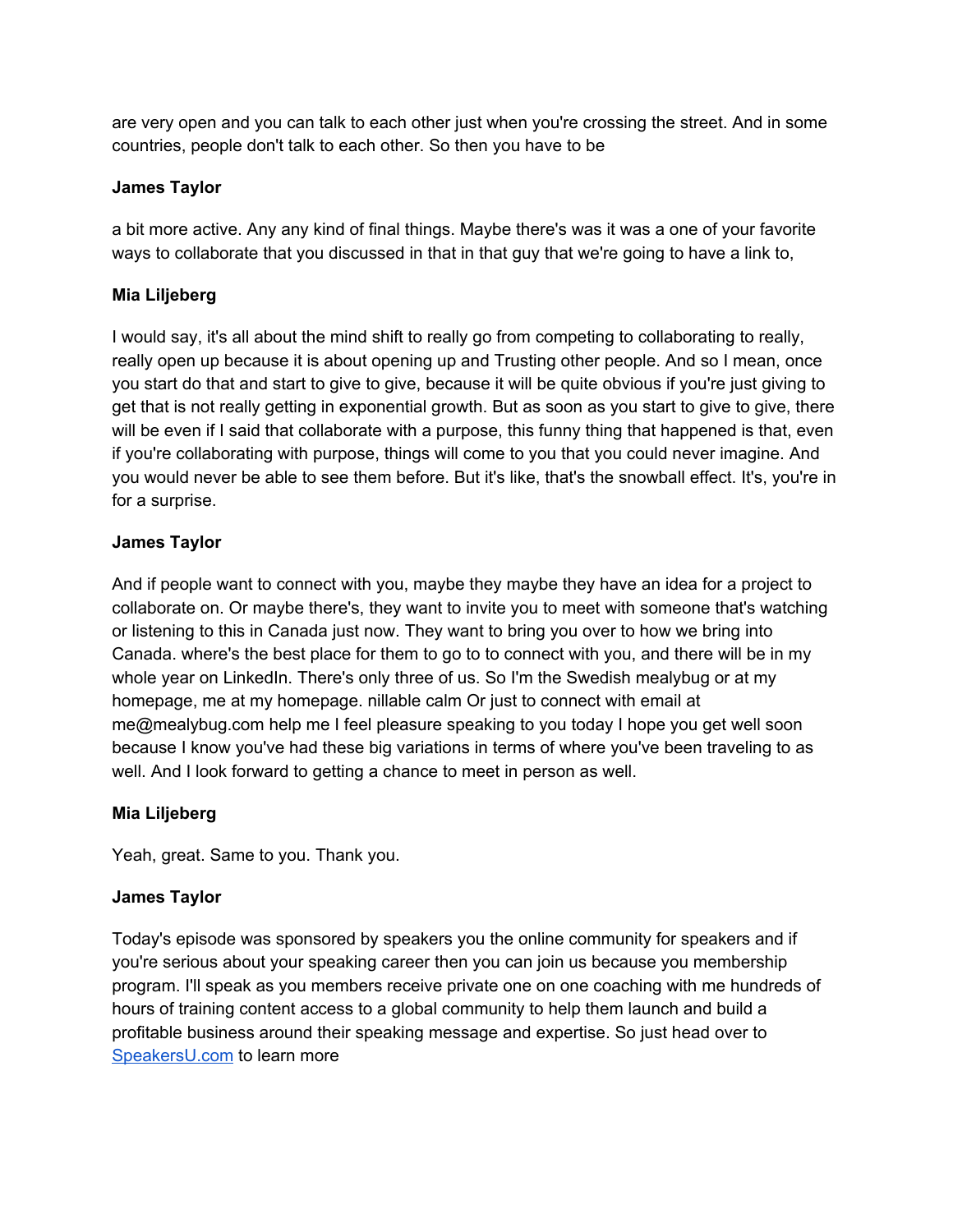are very open and you can talk to each other just when you're crossing the street. And in some countries, people don't talk to each other. So then you have to be

**James Taylor**

a bit more active. Any any kind of final things. Maybe there's was it was a one of your favorite ways to collaborate that you discussed in that in that guy that we're going to have a link to,

**Mia Liljeberg**

I would say, it's all about the mind shift to really go from competing to collaborating to really, really open up because it is about opening up and Trusting other people. And so I mean, once you start do that and start to give to give, because it will be quite obvious if you're just giving to get that is not really getting in exponential growth. But as soon as you start to give to give, there will be even if I said that collaborate with a purpose, this funny thing that happened is that, even if you're collaborating with purpose, things will come to you that you could never imagine. And you would never be able to see them before. But it's like, that's the snowball effect. It's, you're in for a surprise.

**James Taylor**

And if people want to connect with you, maybe they maybe they have an idea for a project to collaborate on. Or maybe there's, they want to invite you to meet with someone that's watching or listening to this in Canada just now. They want to bring you over to how we bring into Canada. where's the best place for them to go to to connect with you, and there will be in my whole year on LinkedIn. There's only three of us. So I'm the Swedish mealybug or at my homepage, me at my homepage. nillable calm Or just to connect with email at me@mealybug.com help me I feel pleasure speaking to you today I hope you get well soon because I know you've had these big variations in terms of where you've been traveling to as well. And I look forward to getting a chance to meet in person as well.

**Mia Liljeberg**

Yeah, great. Same to you. Thank you.

**James Taylor**

Today's episode was sponsored by speakers you the online community for speakers and if you're serious about your speaking career then you can join us because you membership program. I'll speak as you members receive private one on one coaching with me hundreds of hours of training content access to a global community to help them launch and build a profitable business around their speaking message and expertise. So just head over to [SpeakersU.com](SpeakersU.com) to learn more